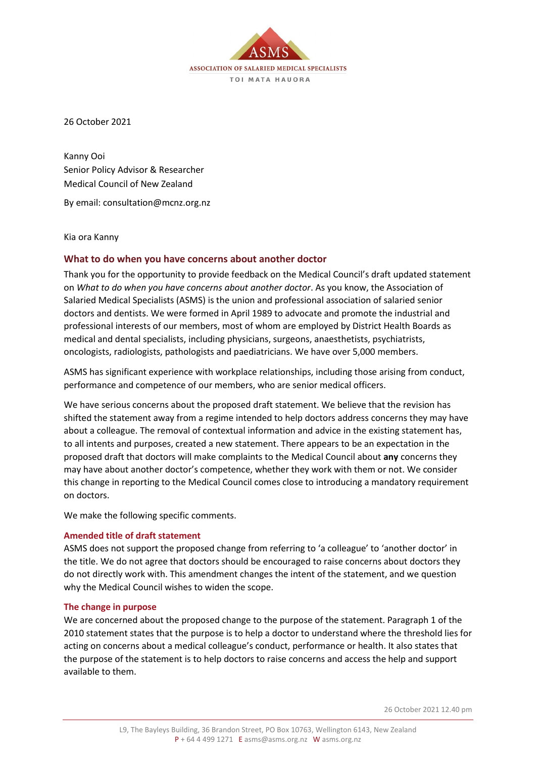ASMS

ASSOCIATION OF SALARIED MEDICAL SPECIALISTS

TOI MATA HAUORA

26 October 2021

Kanny Ooi  
Senior Policy Advisor & Researcher  
Medical Council of New Zealand

By email: consultation@mcnz.org.nz

Kia ora Kanny

## What to do when you have concerns about another doctor

Thank you for the opportunity to provide feedback on the Medical Council's draft updated statement on *What to do when you have concerns about another doctor*. As you know, the Association of Salaried Medical Specialists (ASMS) is the union and professional association of salaried senior doctors and dentists. We were formed in April 1989 to advocate and promote the industrial and professional interests of our members, most of whom are employed by District Health Boards as medical and dental specialists, including physicians, surgeons, anaesthetists, psychiatrists, oncologists, radiologists, pathologists and paediatricians. We have over 5,000 members.

ASMS has significant experience with workplace relationships, including those arising from conduct, performance and competence of our members, who are senior medical officers.

We have serious concerns about the proposed draft statement. We believe that the revision has shifted the statement away from a regime intended to help doctors address concerns they may have about a colleague. The removal of contextual information and advice in the existing statement has, to all intents and purposes, created a new statement. There appears to be an expectation in the proposed draft that doctors will make complaints to the Medical Council about **any** concerns they may have about another doctor's competence, whether they work with them or not. We consider this change in reporting to the Medical Council comes close to introducing a mandatory requirement on doctors.

We make the following specific comments.

### Amended title of draft statement

ASMS does not support the proposed change from referring to 'a colleague' to 'another doctor' in the title. We do not agree that doctors should be encouraged to raise concerns about doctors they do not directly work with. This amendment changes the intent of the statement, and we question why the Medical Council wishes to widen the scope.

### The change in purpose

We are concerned about the proposed change to the purpose of the statement. Paragraph 1 of the 2010 statement states that the purpose is to help a doctor to understand where the threshold lies for acting on concerns about a medical colleague's conduct, performance or health. It also states that the purpose of the statement is to help doctors to raise concerns and access the help and support available to them.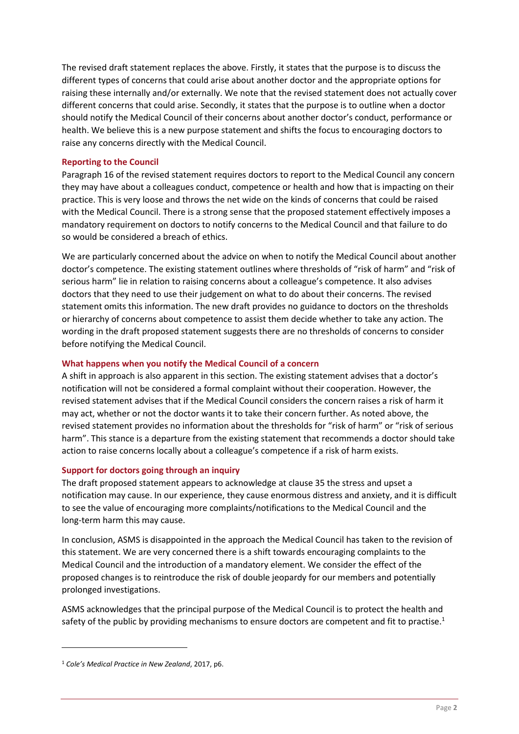The revised draft statement replaces the above. Firstly, it states that the purpose is to discuss the different types of concerns that could arise about another doctor and the appropriate options for raising these internally and/or externally. We note that the revised statement does not actually cover different concerns that could arise. Secondly, it states that the purpose is to outline when a doctor should notify the Medical Council of their concerns about another doctor's conduct, performance or health. We believe this is a new purpose statement and shifts the focus to encouraging doctors to raise any concerns directly with the Medical Council.

### Reporting to the Council

Paragraph 16 of the revised statement requires doctors to report to the Medical Council any concern they may have about a colleagues conduct, competence or health and how that is impacting on their practice. This is very loose and throws the net wide on the kinds of concerns that could be raised with the Medical Council. There is a strong sense that the proposed statement effectively imposes a mandatory requirement on doctors to notify concerns to the Medical Council and that failure to do so would be considered a breach of ethics.

We are particularly concerned about the advice on when to notify the Medical Council about another doctor's competence. The existing statement outlines where thresholds of "risk of harm" and "risk of serious harm" lie in relation to raising concerns about a colleague's competence. It also advises doctors that they need to use their judgement on what to do about their concerns. The revised statement omits this information. The new draft provides no guidance to doctors on the thresholds or hierarchy of concerns about competence to assist them decide whether to take any action. The wording in the draft proposed statement suggests there are no thresholds of concerns to consider before notifying the Medical Council.

### What happens when you notify the Medical Council of a concern

A shift in approach is also apparent in this section. The existing statement advises that a doctor's notification will not be considered a formal complaint without their cooperation. However, the revised statement advises that if the Medical Council considers the concern raises a risk of harm it may act, whether or not the doctor wants it to take their concern further. As noted above, the revised statement provides no information about the thresholds for "risk of harm" or "risk of serious harm". This stance is a departure from the existing statement that recommends a doctor should take action to raise concerns locally about a colleague's competence if a risk of harm exists.

### Support for doctors going through an inquiry

The draft proposed statement appears to acknowledge at clause 35 the stress and upset a notification may cause. In our experience, they cause enormous distress and anxiety, and it is difficult to see the value of encouraging more complaints/notifications to the Medical Council and the long-term harm this may cause.

In conclusion, ASMS is disappointed in the approach the Medical Council has taken to the revision of this statement. We are very concerned there is a shift towards encouraging complaints to the Medical Council and the introduction of a mandatory element. We consider the effect of the proposed changes is to reintroduce the risk of double jeopardy for our members and potentially prolonged investigations.

ASMS acknowledges that the principal purpose of the Medical Council is to protect the health and safety of the public by providing mechanisms to ensure doctors are competent and fit to practise.[1]

---

[1] *Cole's Medical Practice in New Zealand*, 2017, p6.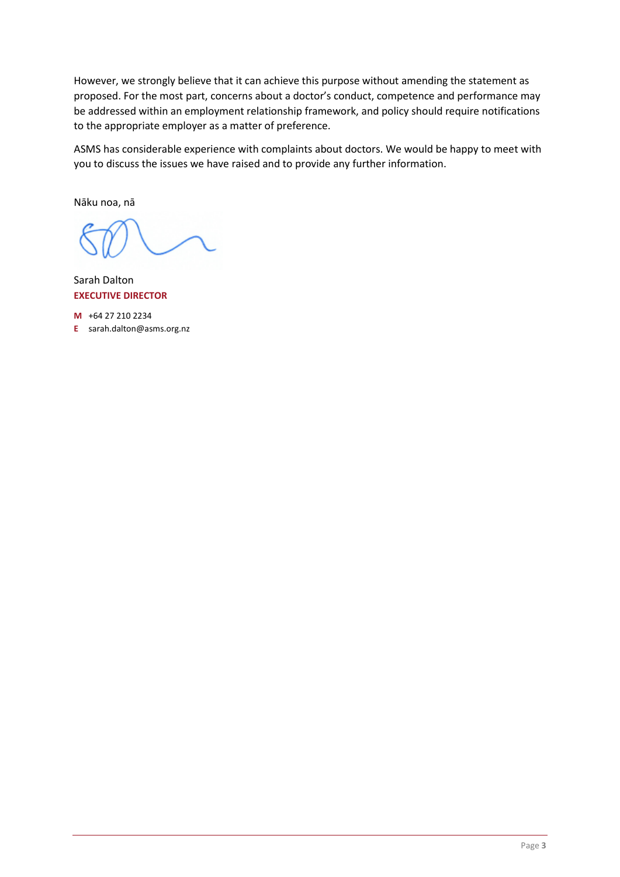However, we strongly believe that it can achieve this purpose without amending the statement as proposed. For the most part, concerns about a doctor's conduct, competence and performance may be addressed within an employment relationship framework, and policy should require notifications to the appropriate employer as a matter of preference.

ASMS has considerable experience with complaints about doctors. We would be happy to meet with you to discuss the issues we have raised and to provide any further information.

Nāku noa, nā

Sarah Dalton
**EXECUTIVE DIRECTOR**

**M** +64 27 210 2234
**E** sarah.dalton@asms.org.nz